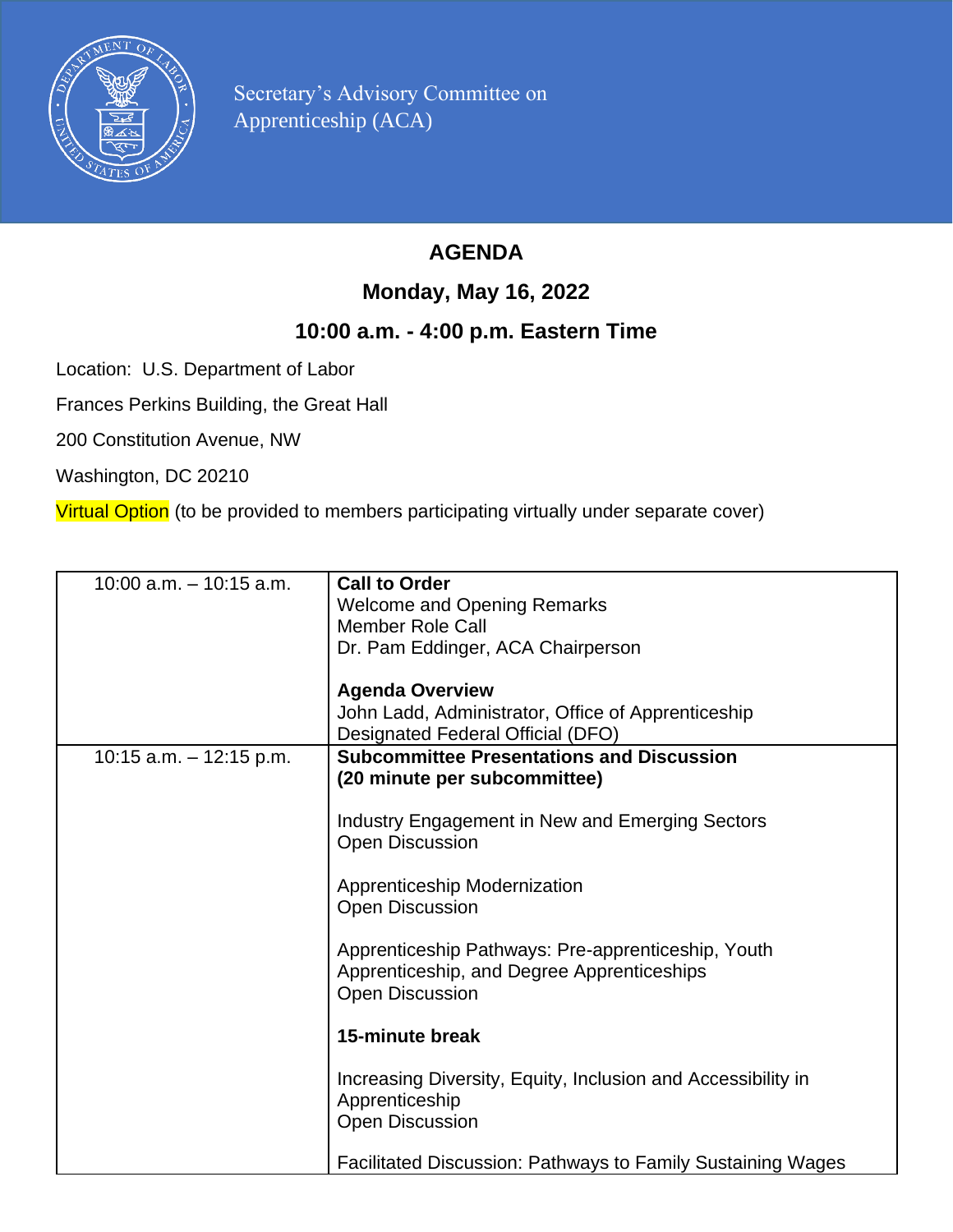Secretary's Advisory Committee on Apprenticeship (ACA)

# AGENDA

## Monday, May 16, 2022

## 10:00 a.m. - 4:00 p.m. Eastern Time

Location: U.S. Department of Labor

Frances Perkins Building, the Great Hall

200 Constitution Avenue, NW

Washington, DC 20210

Virtual Option (to be provided to members participating virtually under separate cover)

| | |
|---|---|
| 10:00 a.m. – 10:15 a.m. | **Call to Order**<br>Welcome and Opening Remarks<br>Member Role Call<br>Dr. Pam Eddinger, ACA Chairperson<br><br>**Agenda Overview**<br>John Ladd, Administrator, Office of Apprenticeship<br>Designated Federal Official (DFO) |
| 10:15 a.m. – 12:15 p.m. | **Subcommittee Presentations and Discussion (20 minute per subcommittee)**<br><br>Industry Engagement in New and Emerging Sectors<br>Open Discussion<br><br>Apprenticeship Modernization<br>Open Discussion<br><br>Apprenticeship Pathways: Pre-apprenticeship, Youth Apprenticeship, and Degree Apprenticeships<br>Open Discussion<br><br>**15-minute break**<br><br>Increasing Diversity, Equity, Inclusion and Accessibility in Apprenticeship<br>Open Discussion<br><br>Facilitated Discussion: Pathways to Family Sustaining Wages |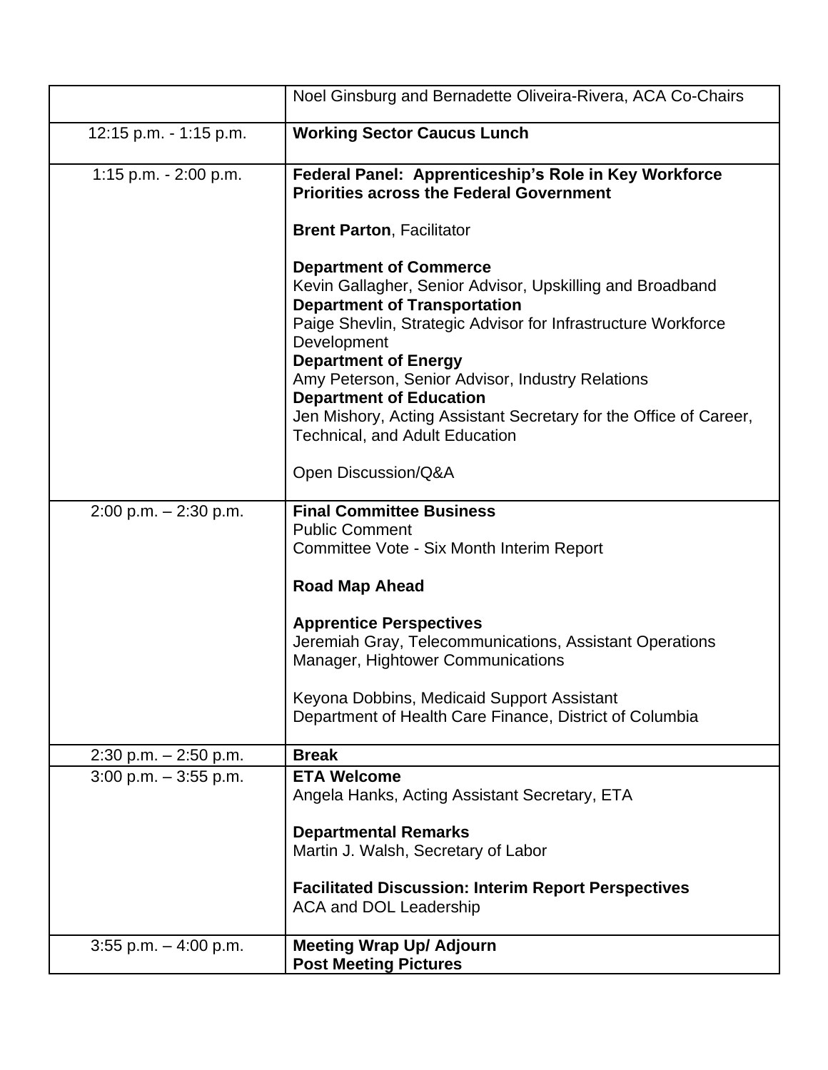| | |
|---|---|
| | Noel Ginsburg and Bernadette Oliveira-Rivera, ACA Co-Chairs |
| 12:15 p.m. - 1:15 p.m. | **Working Sector Caucus Lunch** |
| 1:15 p.m. - 2:00 p.m. | **Federal Panel: Apprenticeship's Role in Key Workforce Priorities across the Federal Government**<br><br>**Brent Parton**, Facilitator<br><br>**Department of Commerce**<br>Kevin Gallagher, Senior Advisor, Upskilling and Broadband<br>**Department of Transportation**<br>Paige Shevlin, Strategic Advisor for Infrastructure Workforce Development<br>**Department of Energy**<br>Amy Peterson, Senior Advisor, Industry Relations<br>**Department of Education**<br>Jen Mishory, Acting Assistant Secretary for the Office of Career, Technical, and Adult Education<br><br>Open Discussion/Q&A |
| 2:00 p.m. – 2:30 p.m. | **Final Committee Business**<br>Public Comment<br>Committee Vote - Six Month Interim Report<br><br>**Road Map Ahead**<br><br>**Apprentice Perspectives**<br>Jeremiah Gray, Telecommunications, Assistant Operations Manager, Hightower Communications<br><br>Keyona Dobbins, Medicaid Support Assistant<br>Department of Health Care Finance, District of Columbia |
| 2:30 p.m. – 2:50 p.m. | **Break** |
| 3:00 p.m. – 3:55 p.m. | **ETA Welcome**<br>Angela Hanks, Acting Assistant Secretary, ETA<br><br>**Departmental Remarks**<br>Martin J. Walsh, Secretary of Labor<br><br>**Facilitated Discussion: Interim Report Perspectives**<br>ACA and DOL Leadership |
| 3:55 p.m. – 4:00 p.m. | **Meeting Wrap Up/ Adjourn**<br>**Post Meeting Pictures** |